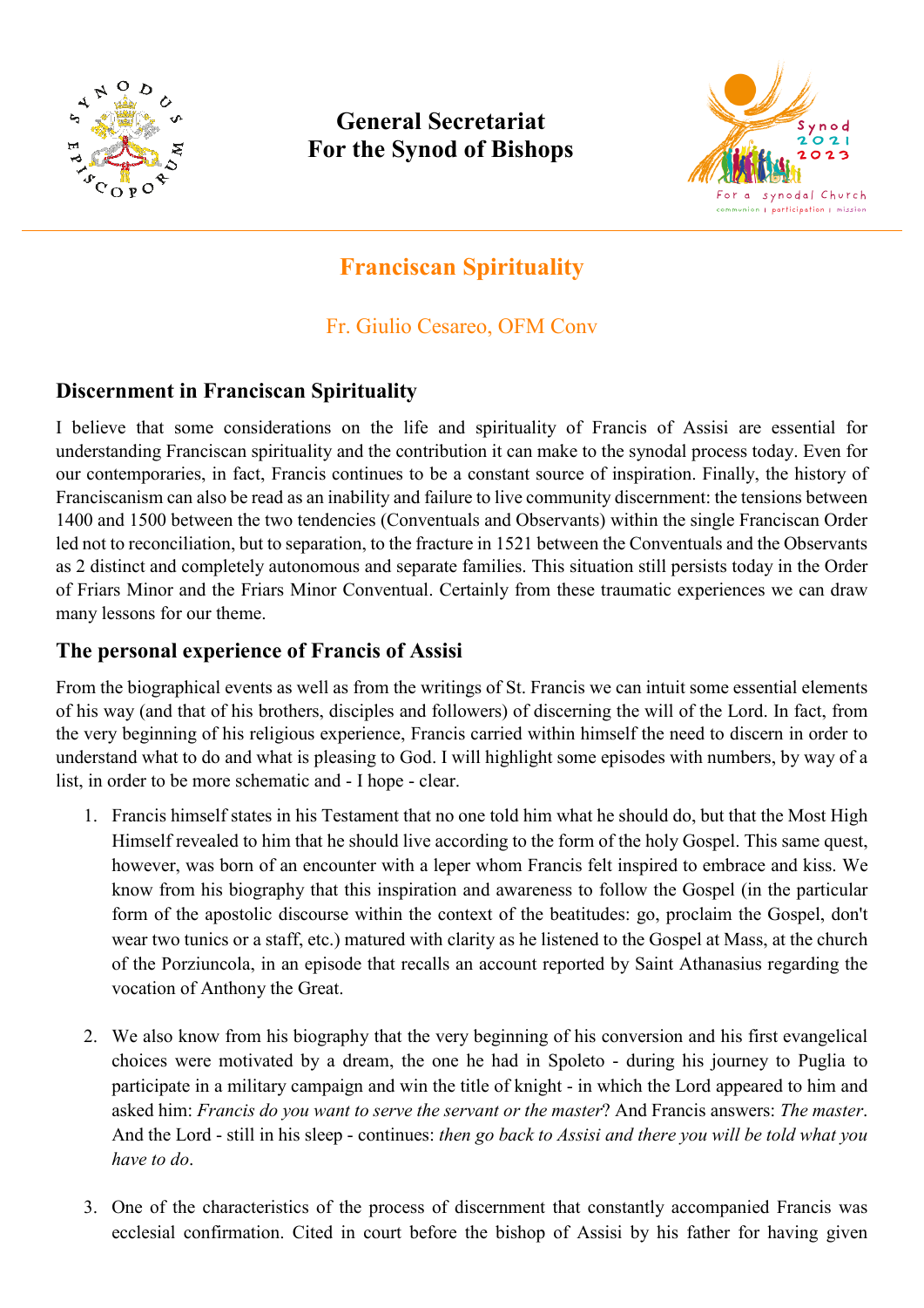**General Secretariat**
**For the Synod of Bishops**

# Franciscan Spirituality

Fr. Giulio Cesareo, OFM Conv

## Discernment in Franciscan Spirituality

I believe that some considerations on the life and spirituality of Francis of Assisi are essential for understanding Franciscan spirituality and the contribution it can make to the synodal process today. Even for our contemporaries, in fact, Francis continues to be a constant source of inspiration. Finally, the history of Franciscanism can also be read as an inability and failure to live community discernment: the tensions between 1400 and 1500 between the two tendencies (Conventuals and Observants) within the single Franciscan Order led not to reconciliation, but to separation, to the fracture in 1521 between the Conventuals and the Observants as 2 distinct and completely autonomous and separate families. This situation still persists today in the Order of Friars Minor and the Friars Minor Conventual. Certainly from these traumatic experiences we can draw many lessons for our theme.

## The personal experience of Francis of Assisi

From the biographical events as well as from the writings of St. Francis we can intuit some essential elements of his way (and that of his brothers, disciples and followers) of discerning the will of the Lord. In fact, from the very beginning of his religious experience, Francis carried within himself the need to discern in order to understand what to do and what is pleasing to God. I will highlight some episodes with numbers, by way of a list, in order to be more schematic and - I hope - clear.

1. Francis himself states in his Testament that no one told him what he should do, but that the Most High Himself revealed to him that he should live according to the form of the holy Gospel. This same quest, however, was born of an encounter with a leper whom Francis felt inspired to embrace and kiss. We know from his biography that this inspiration and awareness to follow the Gospel (in the particular form of the apostolic discourse within the context of the beatitudes: go, proclaim the Gospel, don't wear two tunics or a staff, etc.) matured with clarity as he listened to the Gospel at Mass, at the church of the Porziuncola, in an episode that recalls an account reported by Saint Athanasius regarding the vocation of Anthony the Great.

2. We also know from his biography that the very beginning of his conversion and his first evangelical choices were motivated by a dream, the one he had in Spoleto - during his journey to Puglia to participate in a military campaign and win the title of knight - in which the Lord appeared to him and asked him: *Francis do you want to serve the servant or the master*? And Francis answers: *The master*. And the Lord - still in his sleep - continues: *then go back to Assisi and there you will be told what you have to do*.

3. One of the characteristics of the process of discernment that constantly accompanied Francis was ecclesial confirmation. Cited in court before the bishop of Assisi by his father for having given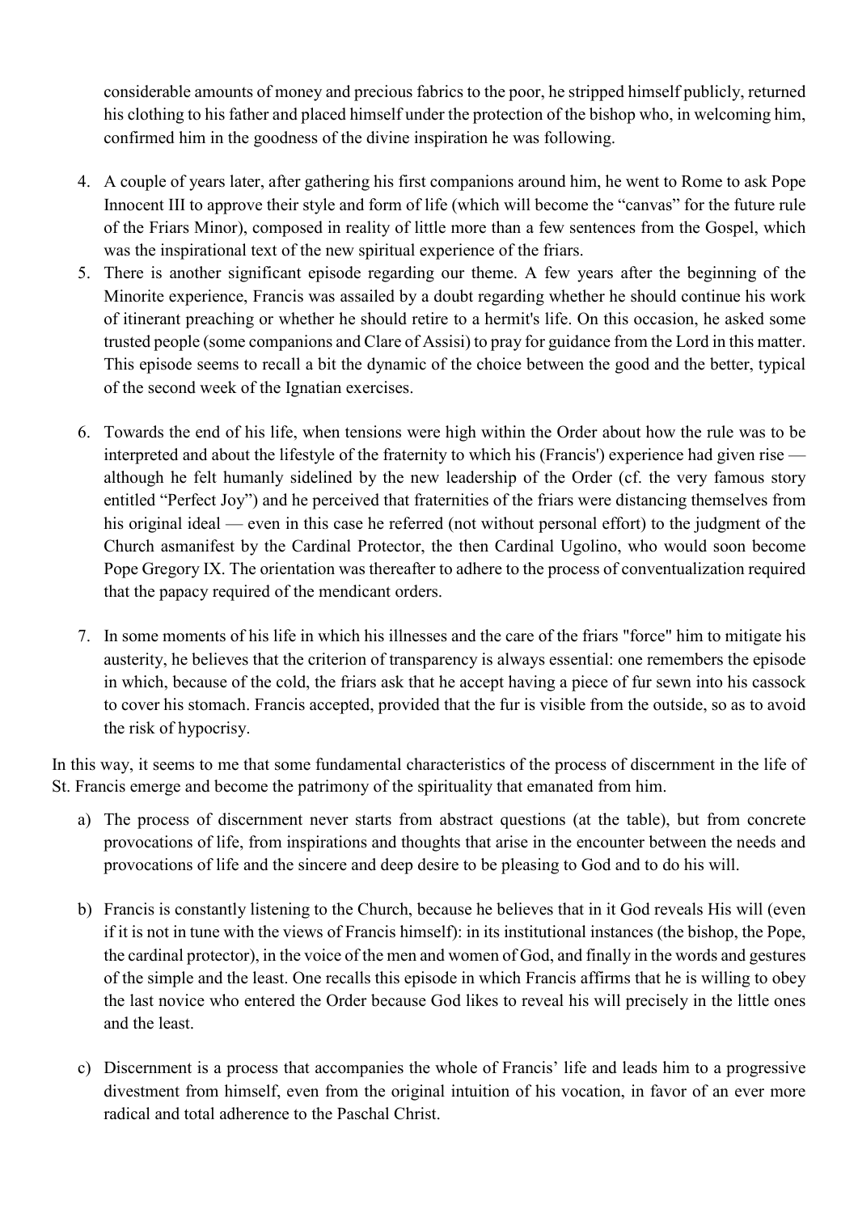considerable amounts of money and precious fabrics to the poor, he stripped himself publicly, returned his clothing to his father and placed himself under the protection of the bishop who, in welcoming him, confirmed him in the goodness of the divine inspiration he was following.

4. A couple of years later, after gathering his first companions around him, he went to Rome to ask Pope Innocent III to approve their style and form of life (which will become the "canvas" for the future rule of the Friars Minor), composed in reality of little more than a few sentences from the Gospel, which was the inspirational text of the new spiritual experience of the friars.
5. There is another significant episode regarding our theme. A few years after the beginning of the Minorite experience, Francis was assailed by a doubt regarding whether he should continue his work of itinerant preaching or whether he should retire to a hermit's life. On this occasion, he asked some trusted people (some companions and Clare of Assisi) to pray for guidance from the Lord in this matter. This episode seems to recall a bit the dynamic of the choice between the good and the better, typical of the second week of the Ignatian exercises.
6. Towards the end of his life, when tensions were high within the Order about how the rule was to be interpreted and about the lifestyle of the fraternity to which his (Francis') experience had given rise — although he felt humanly sidelined by the new leadership of the Order (cf. the very famous story entitled "Perfect Joy") and he perceived that fraternities of the friars were distancing themselves from his original ideal — even in this case he referred (not without personal effort) to the judgment of the Church asmanifest by the Cardinal Protector, the then Cardinal Ugolino, who would soon become Pope Gregory IX. The orientation was thereafter to adhere to the process of conventualization required that the papacy required of the mendicant orders.
7. In some moments of his life in which his illnesses and the care of the friars "force" him to mitigate his austerity, he believes that the criterion of transparency is always essential: one remembers the episode in which, because of the cold, the friars ask that he accept having a piece of fur sewn into his cassock to cover his stomach. Francis accepted, provided that the fur is visible from the outside, so as to avoid the risk of hypocrisy.

In this way, it seems to me that some fundamental characteristics of the process of discernment in the life of St. Francis emerge and become the patrimony of the spirituality that emanated from him.

a) The process of discernment never starts from abstract questions (at the table), but from concrete provocations of life, from inspirations and thoughts that arise in the encounter between the needs and provocations of life and the sincere and deep desire to be pleasing to God and to do his will.

b) Francis is constantly listening to the Church, because he believes that in it God reveals His will (even if it is not in tune with the views of Francis himself): in its institutional instances (the bishop, the Pope, the cardinal protector), in the voice of the men and women of God, and finally in the words and gestures of the simple and the least. One recalls this episode in which Francis affirms that he is willing to obey the last novice who entered the Order because God likes to reveal his will precisely in the little ones and the least.

c) Discernment is a process that accompanies the whole of Francis' life and leads him to a progressive divestment from himself, even from the original intuition of his vocation, in favor of an ever more radical and total adherence to the Paschal Christ.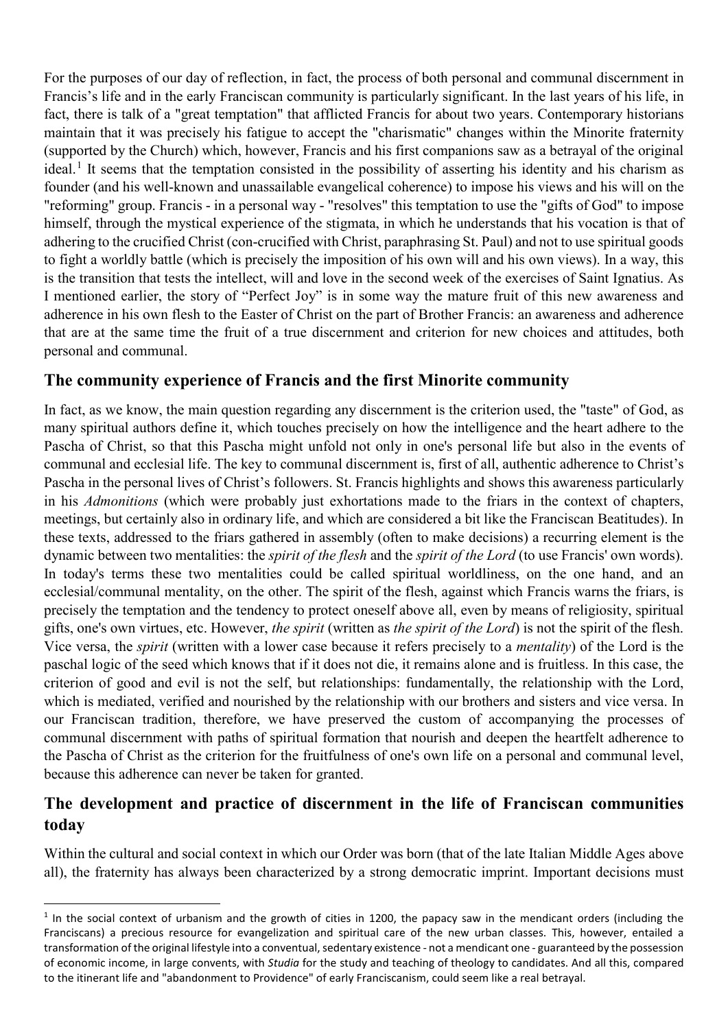For the purposes of our day of reflection, in fact, the process of both personal and communal discernment in Francis's life and in the early Franciscan community is particularly significant. In the last years of his life, in fact, there is talk of a "great temptation" that afflicted Francis for about two years. Contemporary historians maintain that it was precisely his fatigue to accept the "charismatic" changes within the Minorite fraternity (supported by the Church) which, however, Francis and his first companions saw as a betrayal of the original ideal.[1] It seems that the temptation consisted in the possibility of asserting his identity and his charism as founder (and his well-known and unassailable evangelical coherence) to impose his views and his will on the "reforming" group. Francis - in a personal way - "resolves" this temptation to use the "gifts of God" to impose himself, through the mystical experience of the stigmata, in which he understands that his vocation is that of adhering to the crucified Christ (con-crucified with Christ, paraphrasing St. Paul) and not to use spiritual goods to fight a worldly battle (which is precisely the imposition of his own will and his own views). In a way, this is the transition that tests the intellect, will and love in the second week of the exercises of Saint Ignatius. As I mentioned earlier, the story of "Perfect Joy" is in some way the mature fruit of this new awareness and adherence in his own flesh to the Easter of Christ on the part of Brother Francis: an awareness and adherence that are at the same time the fruit of a true discernment and criterion for new choices and attitudes, both personal and communal.

## The community experience of Francis and the first Minorite community

In fact, as we know, the main question regarding any discernment is the criterion used, the "taste" of God, as many spiritual authors define it, which touches precisely on how the intelligence and the heart adhere to the Pascha of Christ, so that this Pascha might unfold not only in one's personal life but also in the events of communal and ecclesial life. The key to communal discernment is, first of all, authentic adherence to Christ's Pascha in the personal lives of Christ's followers. St. Francis highlights and shows this awareness particularly in his *Admonitions* (which were probably just exhortations made to the friars in the context of chapters, meetings, but certainly also in ordinary life, and which are considered a bit like the Franciscan Beatitudes). In these texts, addressed to the friars gathered in assembly (often to make decisions) a recurring element is the dynamic between two mentalities: the *spirit of the flesh* and the *spirit of the Lord* (to use Francis' own words). In today's terms these two mentalities could be called spiritual worldliness, on the one hand, and an ecclesial/communal mentality, on the other. The spirit of the flesh, against which Francis warns the friars, is precisely the temptation and the tendency to protect oneself above all, even by means of religiosity, spiritual gifts, one's own virtues, etc. However, *the spirit* (written as *the spirit of the Lord*) is not the spirit of the flesh. Vice versa, the *spirit* (written with a lower case because it refers precisely to a *mentality*) of the Lord is the paschal logic of the seed which knows that if it does not die, it remains alone and is fruitless. In this case, the criterion of good and evil is not the self, but relationships: fundamentally, the relationship with the Lord, which is mediated, verified and nourished by the relationship with our brothers and sisters and vice versa. In our Franciscan tradition, therefore, we have preserved the custom of accompanying the processes of communal discernment with paths of spiritual formation that nourish and deepen the heartfelt adherence to the Pascha of Christ as the criterion for the fruitfulness of one's own life on a personal and communal level, because this adherence can never be taken for granted.

## The development and practice of discernment in the life of Franciscan communities today

Within the cultural and social context in which our Order was born (that of the late Italian Middle Ages above all), the fraternity has always been characterized by a strong democratic imprint. Important decisions must

---

[1] In the social context of urbanism and the growth of cities in 1200, the papacy saw in the mendicant orders (including the Franciscans) a precious resource for evangelization and spiritual care of the new urban classes. This, however, entailed a transformation of the original lifestyle into a conventual, sedentary existence - not a mendicant one - guaranteed by the possession of economic income, in large convents, with *Studia* for the study and teaching of theology to candidates. And all this, compared to the itinerant life and "abandonment to Providence" of early Franciscanism, could seem like a real betrayal.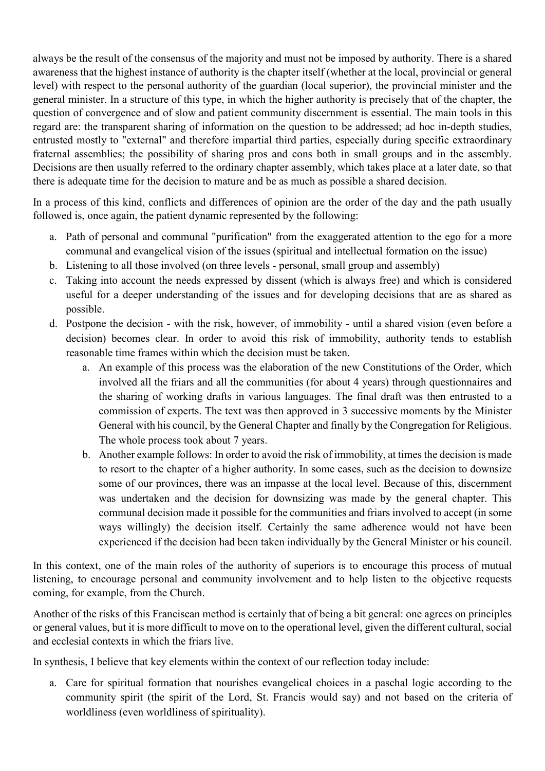always be the result of the consensus of the majority and must not be imposed by authority. There is a shared awareness that the highest instance of authority is the chapter itself (whether at the local, provincial or general level) with respect to the personal authority of the guardian (local superior), the provincial minister and the general minister. In a structure of this type, in which the higher authority is precisely that of the chapter, the question of convergence and of slow and patient community discernment is essential. The main tools in this regard are: the transparent sharing of information on the question to be addressed; ad hoc in-depth studies, entrusted mostly to "external" and therefore impartial third parties, especially during specific extraordinary fraternal assemblies; the possibility of sharing pros and cons both in small groups and in the assembly. Decisions are then usually referred to the ordinary chapter assembly, which takes place at a later date, so that there is adequate time for the decision to mature and be as much as possible a shared decision.

In a process of this kind, conflicts and differences of opinion are the order of the day and the path usually followed is, once again, the patient dynamic represented by the following:

a. Path of personal and communal "purification" from the exaggerated attention to the ego for a more communal and evangelical vision of the issues (spiritual and intellectual formation on the issue)
b. Listening to all those involved (on three levels - personal, small group and assembly)
c. Taking into account the needs expressed by dissent (which is always free) and which is considered useful for a deeper understanding of the issues and for developing decisions that are as shared as possible.
d. Postpone the decision - with the risk, however, of immobility - until a shared vision (even before a decision) becomes clear. In order to avoid this risk of immobility, authority tends to establish reasonable time frames within which the decision must be taken.
    a. An example of this process was the elaboration of the new Constitutions of the Order, which involved all the friars and all the communities (for about 4 years) through questionnaires and the sharing of working drafts in various languages. The final draft was then entrusted to a commission of experts. The text was then approved in 3 successive moments by the Minister General with his council, by the General Chapter and finally by the Congregation for Religious. The whole process took about 7 years.
    b. Another example follows: In order to avoid the risk of immobility, at times the decision is made to resort to the chapter of a higher authority. In some cases, such as the decision to downsize some of our provinces, there was an impasse at the local level. Because of this, discernment was undertaken and the decision for downsizing was made by the general chapter. This communal decision made it possible for the communities and friars involved to accept (in some ways willingly) the decision itself. Certainly the same adherence would not have been experienced if the decision had been taken individually by the General Minister or his council.

In this context, one of the main roles of the authority of superiors is to encourage this process of mutual listening, to encourage personal and community involvement and to help listen to the objective requests coming, for example, from the Church.

Another of the risks of this Franciscan method is certainly that of being a bit general: one agrees on principles or general values, but it is more difficult to move on to the operational level, given the different cultural, social and ecclesial contexts in which the friars live.

In synthesis, I believe that key elements within the context of our reflection today include:

a. Care for spiritual formation that nourishes evangelical choices in a paschal logic according to the community spirit (the spirit of the Lord, St. Francis would say) and not based on the criteria of worldliness (even worldliness of spirituality).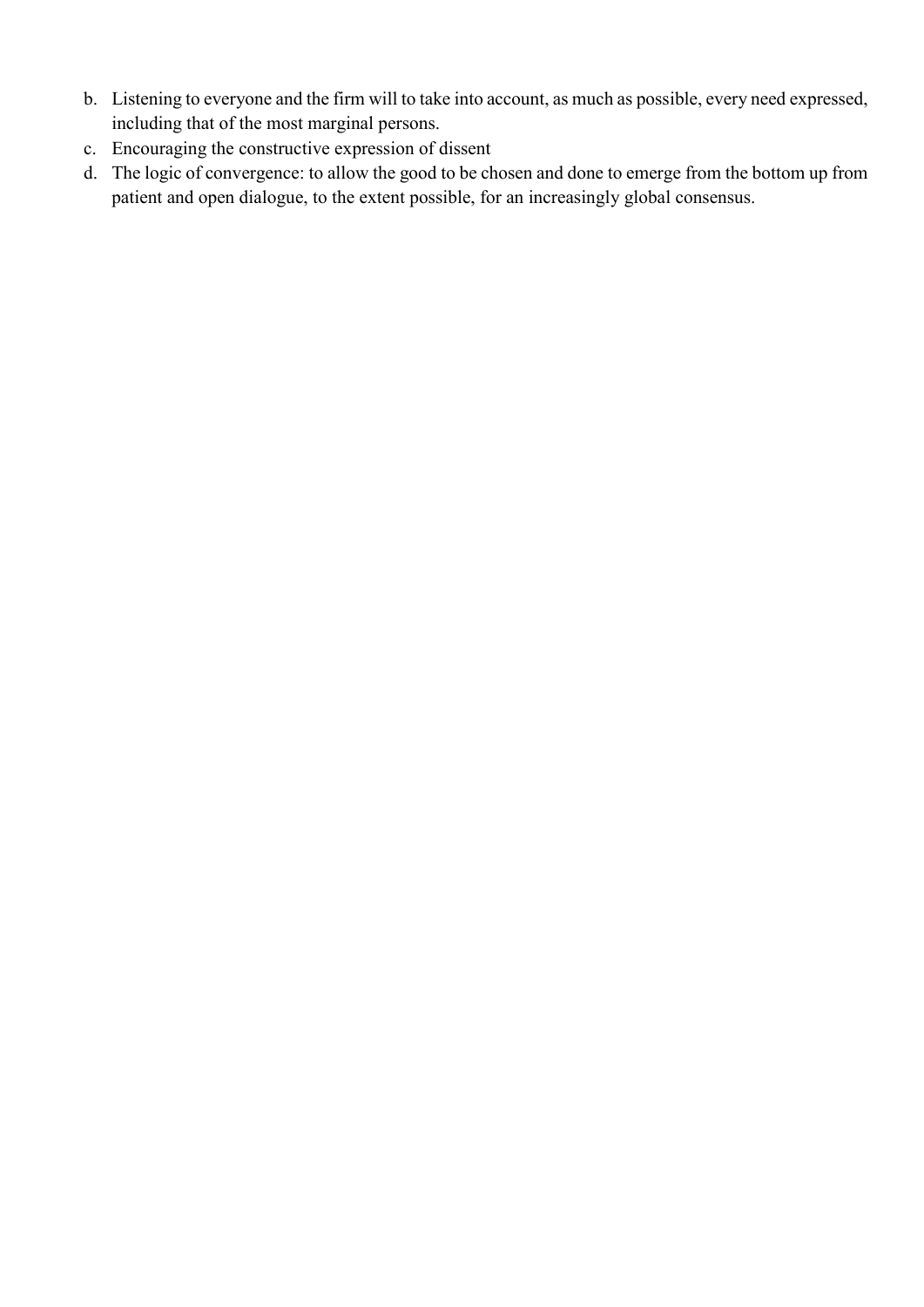b. Listening to everyone and the firm will to take into account, as much as possible, every need expressed, including that of the most marginal persons.
c. Encouraging the constructive expression of dissent
d. The logic of convergence: to allow the good to be chosen and done to emerge from the bottom up from patient and open dialogue, to the extent possible, for an increasingly global consensus.